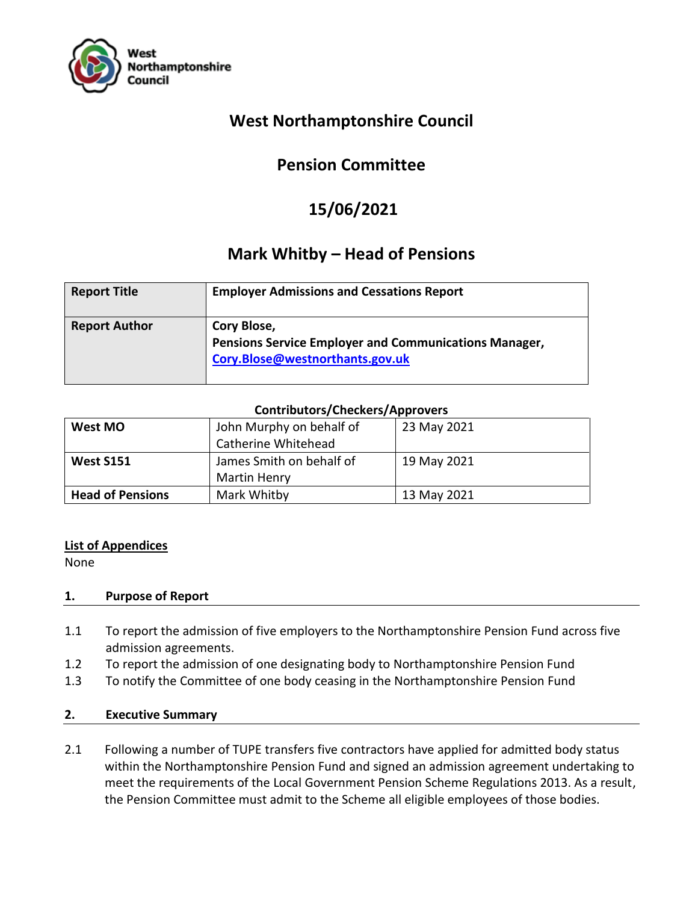West Northamptonshire Council

# West Northamptonshire Council

## Pension Committee

## 15/06/2021

## Mark Whitby – Head of Pensions

| **Report Title** | **Employer Admissions and Cessations Report** |
|---|---|
| **Report Author** | **Cory Blose,**<br>**Pensions Service Employer and Communications Manager,**<br>**Cory.Blose@westnorthants.gov.uk** |

**Contributors/Checkers/Approvers**

| **West MO** | John Murphy on behalf of Catherine Whitehead | 23 May 2021 |
|---|---|---|
| **West S151** | James Smith on behalf of Martin Henry | 19 May 2021 |
| **Head of Pensions** | Mark Whitby | 13 May 2021 |

**List of Appendices**

None

### 1. Purpose of Report

1.1 To report the admission of five employers to the Northamptonshire Pension Fund across five admission agreements.

1.2 To report the admission of one designating body to Northamptonshire Pension Fund

1.3 To notify the Committee of one body ceasing in the Northamptonshire Pension Fund

### 2. Executive Summary

2.1 Following a number of TUPE transfers five contractors have applied for admitted body status within the Northamptonshire Pension Fund and signed an admission agreement undertaking to meet the requirements of the Local Government Pension Scheme Regulations 2013. As a result, the Pension Committee must admit to the Scheme all eligible employees of those bodies.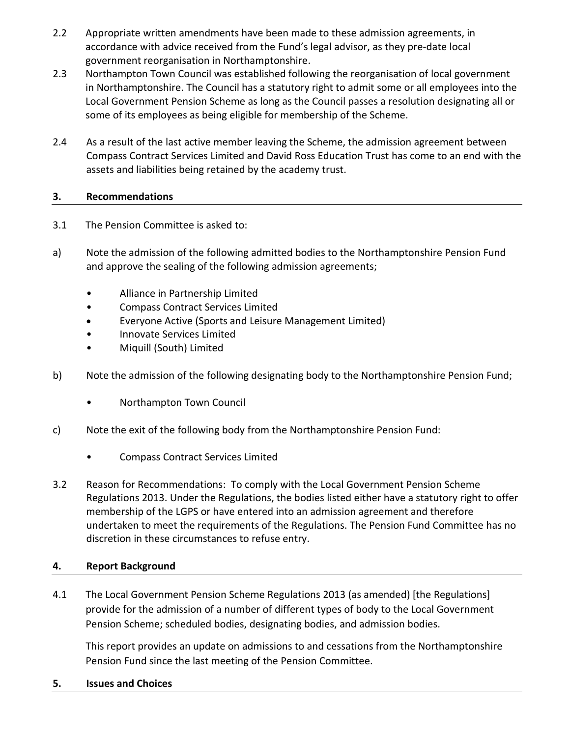2.2 Appropriate written amendments have been made to these admission agreements, in accordance with advice received from the Fund's legal advisor, as they pre-date local government reorganisation in Northamptonshire.

2.3 Northampton Town Council was established following the reorganisation of local government in Northamptonshire. The Council has a statutory right to admit some or all employees into the Local Government Pension Scheme as long as the Council passes a resolution designating all or some of its employees as being eligible for membership of the Scheme.

2.4 As a result of the last active member leaving the Scheme, the admission agreement between Compass Contract Services Limited and David Ross Education Trust has come to an end with the assets and liabilities being retained by the academy trust.

## 3. Recommendations

3.1 The Pension Committee is asked to:

a) Note the admission of the following admitted bodies to the Northamptonshire Pension Fund and approve the sealing of the following admission agreements;

- Alliance in Partnership Limited
- Compass Contract Services Limited
- Everyone Active (Sports and Leisure Management Limited)
- Innovate Services Limited
- Miquill (South) Limited

b) Note the admission of the following designating body to the Northamptonshire Pension Fund;

- Northampton Town Council

c) Note the exit of the following body from the Northamptonshire Pension Fund:

- Compass Contract Services Limited

3.2 Reason for Recommendations: To comply with the Local Government Pension Scheme Regulations 2013. Under the Regulations, the bodies listed either have a statutory right to offer membership of the LGPS or have entered into an admission agreement and therefore undertaken to meet the requirements of the Regulations. The Pension Fund Committee has no discretion in these circumstances to refuse entry.

## 4. Report Background

4.1 The Local Government Pension Scheme Regulations 2013 (as amended) [the Regulations] provide for the admission of a number of different types of body to the Local Government Pension Scheme; scheduled bodies, designating bodies, and admission bodies.

This report provides an update on admissions to and cessations from the Northamptonshire Pension Fund since the last meeting of the Pension Committee.

## 5. Issues and Choices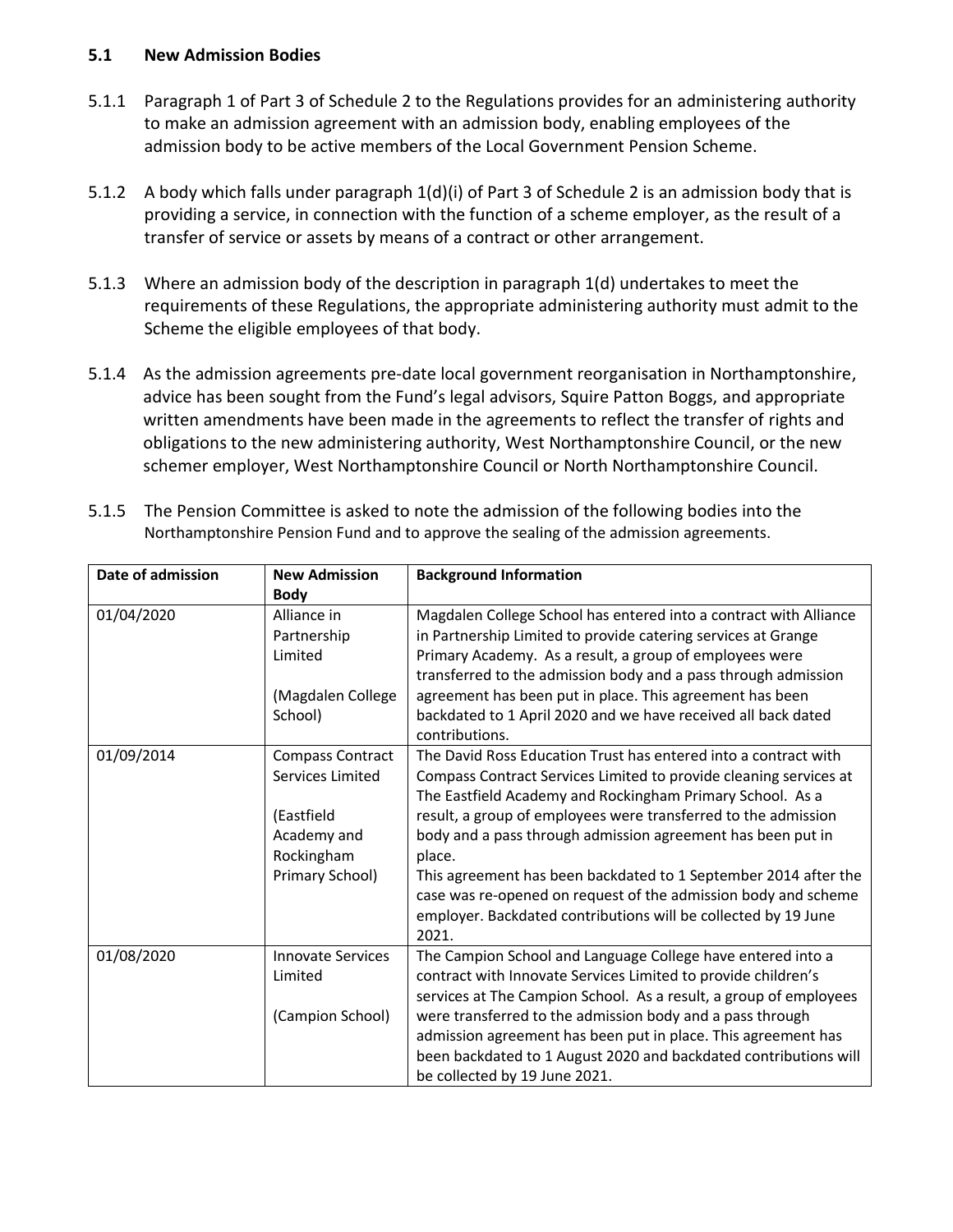### 5.1 New Admission Bodies

5.1.1 Paragraph 1 of Part 3 of Schedule 2 to the Regulations provides for an administering authority to make an admission agreement with an admission body, enabling employees of the admission body to be active members of the Local Government Pension Scheme.

5.1.2 A body which falls under paragraph 1(d)(i) of Part 3 of Schedule 2 is an admission body that is providing a service, in connection with the function of a scheme employer, as the result of a transfer of service or assets by means of a contract or other arrangement.

5.1.3 Where an admission body of the description in paragraph 1(d) undertakes to meet the requirements of these Regulations, the appropriate administering authority must admit to the Scheme the eligible employees of that body.

5.1.4 As the admission agreements pre-date local government reorganisation in Northamptonshire, advice has been sought from the Fund's legal advisors, Squire Patton Boggs, and appropriate written amendments have been made in the agreements to reflect the transfer of rights and obligations to the new administering authority, West Northamptonshire Council, or the new schemer employer, West Northamptonshire Council or North Northamptonshire Council.

5.1.5 The Pension Committee is asked to note the admission of the following bodies into the Northamptonshire Pension Fund and to approve the sealing of the admission agreements.

| Date of admission | New Admission Body | Background Information |
|---|---|---|
| 01/04/2020 | Alliance in Partnership Limited<br><br>(Magdalen College School) | Magdalen College School has entered into a contract with Alliance in Partnership Limited to provide catering services at Grange Primary Academy. As a result, a group of employees were transferred to the admission body and a pass through admission agreement has been put in place. This agreement has been backdated to 1 April 2020 and we have received all back dated contributions. |
| 01/09/2014 | Compass Contract Services Limited<br><br>(Eastfield Academy and Rockingham Primary School) | The David Ross Education Trust has entered into a contract with Compass Contract Services Limited to provide cleaning services at The Eastfield Academy and Rockingham Primary School. As a result, a group of employees were transferred to the admission body and a pass through admission agreement has been put in place.<br>This agreement has been backdated to 1 September 2014 after the case was re-opened on request of the admission body and scheme employer. Backdated contributions will be collected by 19 June 2021. |
| 01/08/2020 | Innovate Services Limited<br><br>(Campion School) | The Campion School and Language College have entered into a contract with Innovate Services Limited to provide children's services at The Campion School. As a result, a group of employees were transferred to the admission body and a pass through admission agreement has been put in place. This agreement has been backdated to 1 August 2020 and backdated contributions will be collected by 19 June 2021. |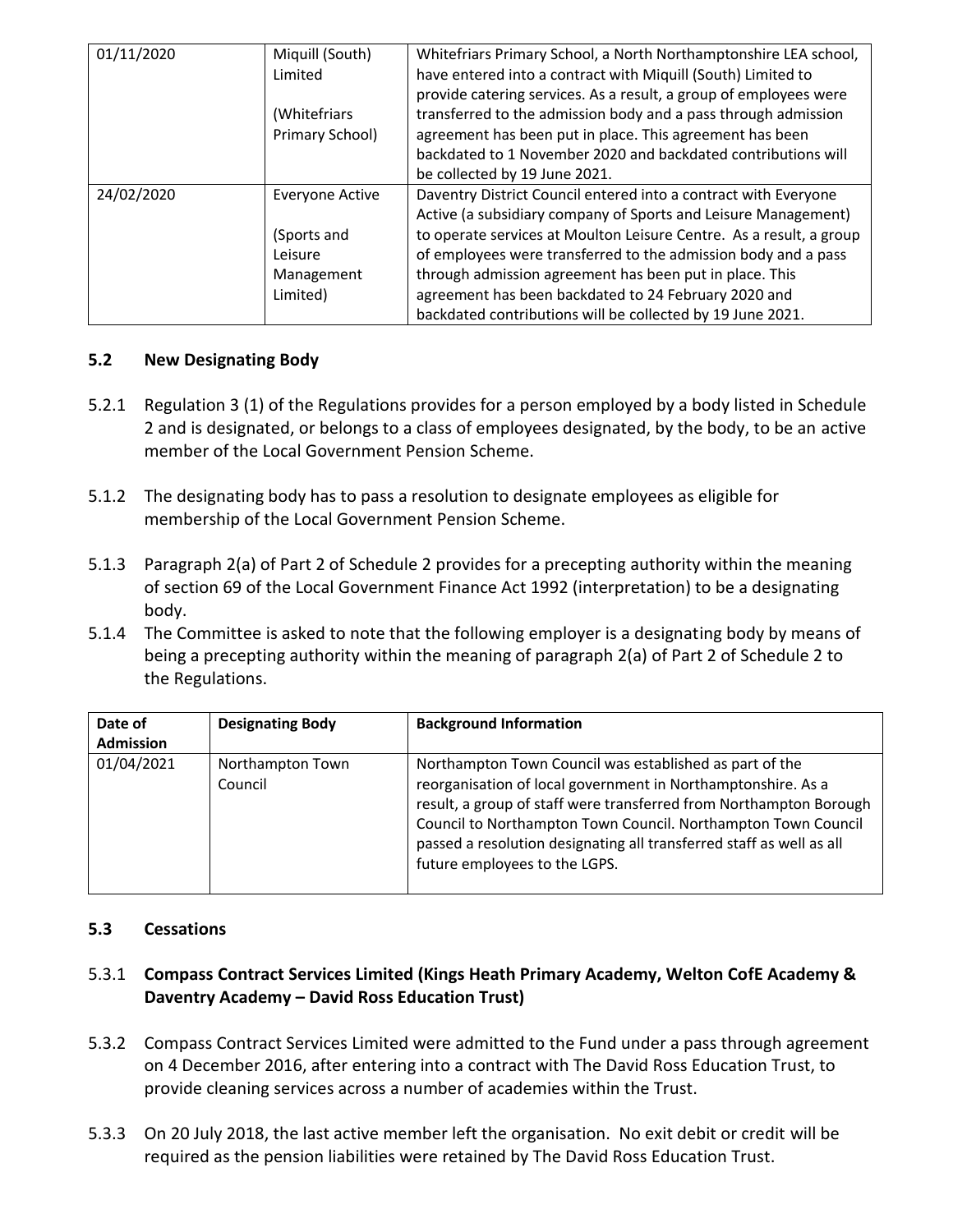| | | |
|---|---|---|
| 01/11/2020 | Miquill (South) Limited<br><br>(Whitefriars Primary School) | Whitefriars Primary School, a North Northamptonshire LEA school, have entered into a contract with Miquill (South) Limited to provide catering services. As a result, a group of employees were transferred to the admission body and a pass through admission agreement has been put in place. This agreement has been backdated to 1 November 2020 and backdated contributions will be collected by 19 June 2021. |
| 24/02/2020 | Everyone Active<br><br>(Sports and Leisure Management Limited) | Daventry District Council entered into a contract with Everyone Active (a subsidiary company of Sports and Leisure Management) to operate services at Moulton Leisure Centre. As a result, a group of employees were transferred to the admission body and a pass through admission agreement has been put in place. This agreement has been backdated to 24 February 2020 and backdated contributions will be collected by 19 June 2021. |

### 5.2 New Designating Body

5.2.1 Regulation 3 (1) of the Regulations provides for a person employed by a body listed in Schedule 2 and is designated, or belongs to a class of employees designated, by the body, to be an active member of the Local Government Pension Scheme.

5.1.2 The designating body has to pass a resolution to designate employees as eligible for membership of the Local Government Pension Scheme.

5.1.3 Paragraph 2(a) of Part 2 of Schedule 2 provides for a precepting authority within the meaning of section 69 of the Local Government Finance Act 1992 (interpretation) to be a designating body.

5.1.4 The Committee is asked to note that the following employer is a designating body by means of being a precepting authority within the meaning of paragraph 2(a) of Part 2 of Schedule 2 to the Regulations.

| Date of Admission | Designating Body | Background Information |
|---|---|---|
| 01/04/2021 | Northampton Town Council | Northampton Town Council was established as part of the reorganisation of local government in Northamptonshire. As a result, a group of staff were transferred from Northampton Borough Council to Northampton Town Council. Northampton Town Council passed a resolution designating all transferred staff as well as all future employees to the LGPS. |

### 5.3 Cessations

5.3.1 **Compass Contract Services Limited (Kings Heath Primary Academy, Welton CofE Academy & Daventry Academy – David Ross Education Trust)**

5.3.2 Compass Contract Services Limited were admitted to the Fund under a pass through agreement on 4 December 2016, after entering into a contract with The David Ross Education Trust, to provide cleaning services across a number of academies within the Trust.

5.3.3 On 20 July 2018, the last active member left the organisation. No exit debit or credit will be required as the pension liabilities were retained by The David Ross Education Trust.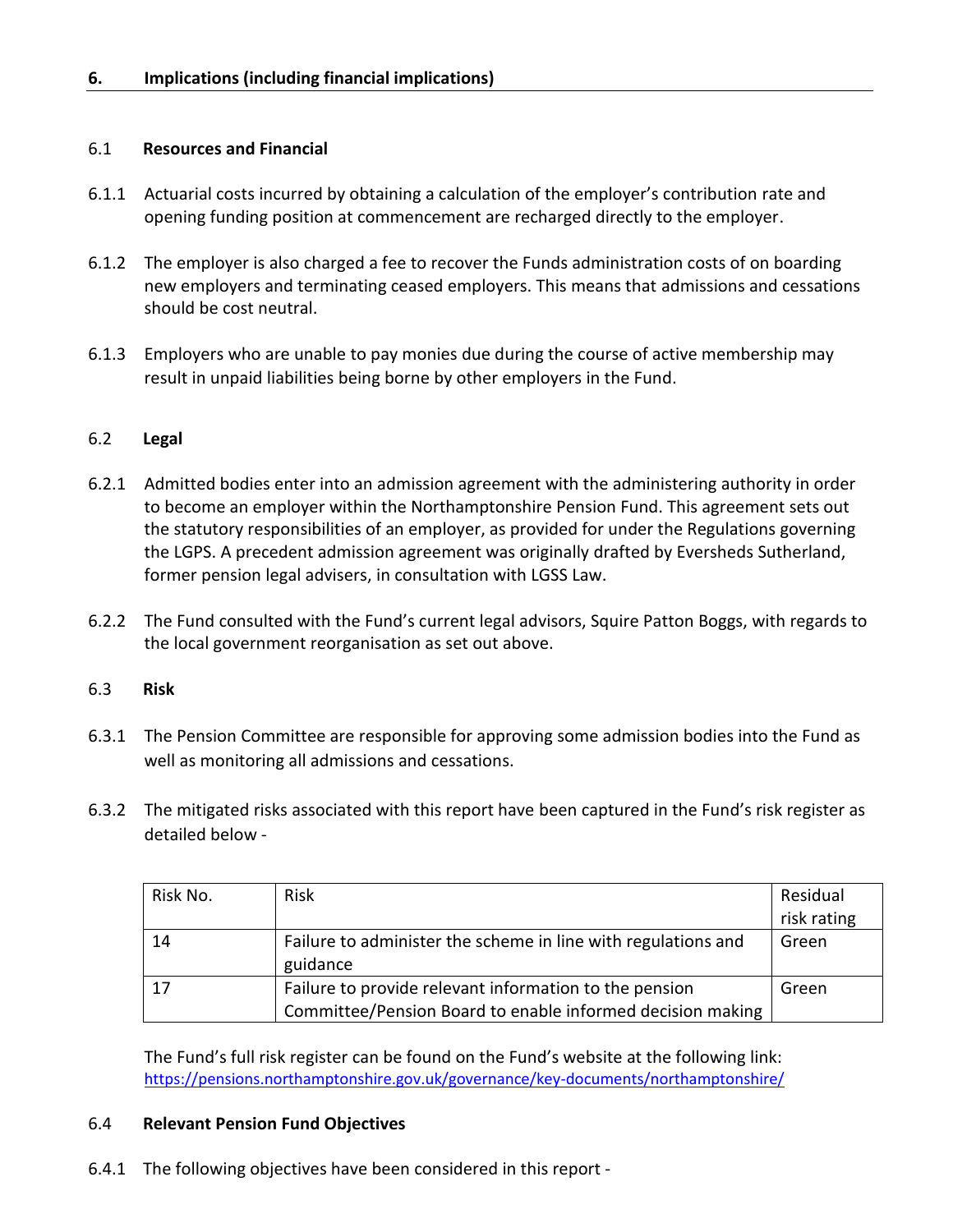## 6. Implications (including financial implications)

### 6.1 Resources and Financial

6.1.1 Actuarial costs incurred by obtaining a calculation of the employer's contribution rate and opening funding position at commencement are recharged directly to the employer.

6.1.2 The employer is also charged a fee to recover the Funds administration costs of on boarding new employers and terminating ceased employers. This means that admissions and cessations should be cost neutral.

6.1.3 Employers who are unable to pay monies due during the course of active membership may result in unpaid liabilities being borne by other employers in the Fund.

### 6.2 Legal

6.2.1 Admitted bodies enter into an admission agreement with the administering authority in order to become an employer within the Northamptonshire Pension Fund. This agreement sets out the statutory responsibilities of an employer, as provided for under the Regulations governing the LGPS. A precedent admission agreement was originally drafted by Eversheds Sutherland, former pension legal advisers, in consultation with LGSS Law.

6.2.2 The Fund consulted with the Fund's current legal advisors, Squire Patton Boggs, with regards to the local government reorganisation as set out above.

### 6.3 Risk

6.3.1 The Pension Committee are responsible for approving some admission bodies into the Fund as well as monitoring all admissions and cessations.

6.3.2 The mitigated risks associated with this report have been captured in the Fund's risk register as detailed below -

| Risk No. | Risk | Residual risk rating |
|---|---|---|
| 14 | Failure to administer the scheme in line with regulations and guidance | Green |
| 17 | Failure to provide relevant information to the pension Committee/Pension Board to enable informed decision making | Green |

The Fund's full risk register can be found on the Fund's website at the following link: https://pensions.northamptonshire.gov.uk/governance/key-documents/northamptonshire/

### 6.4 Relevant Pension Fund Objectives

6.4.1 The following objectives have been considered in this report -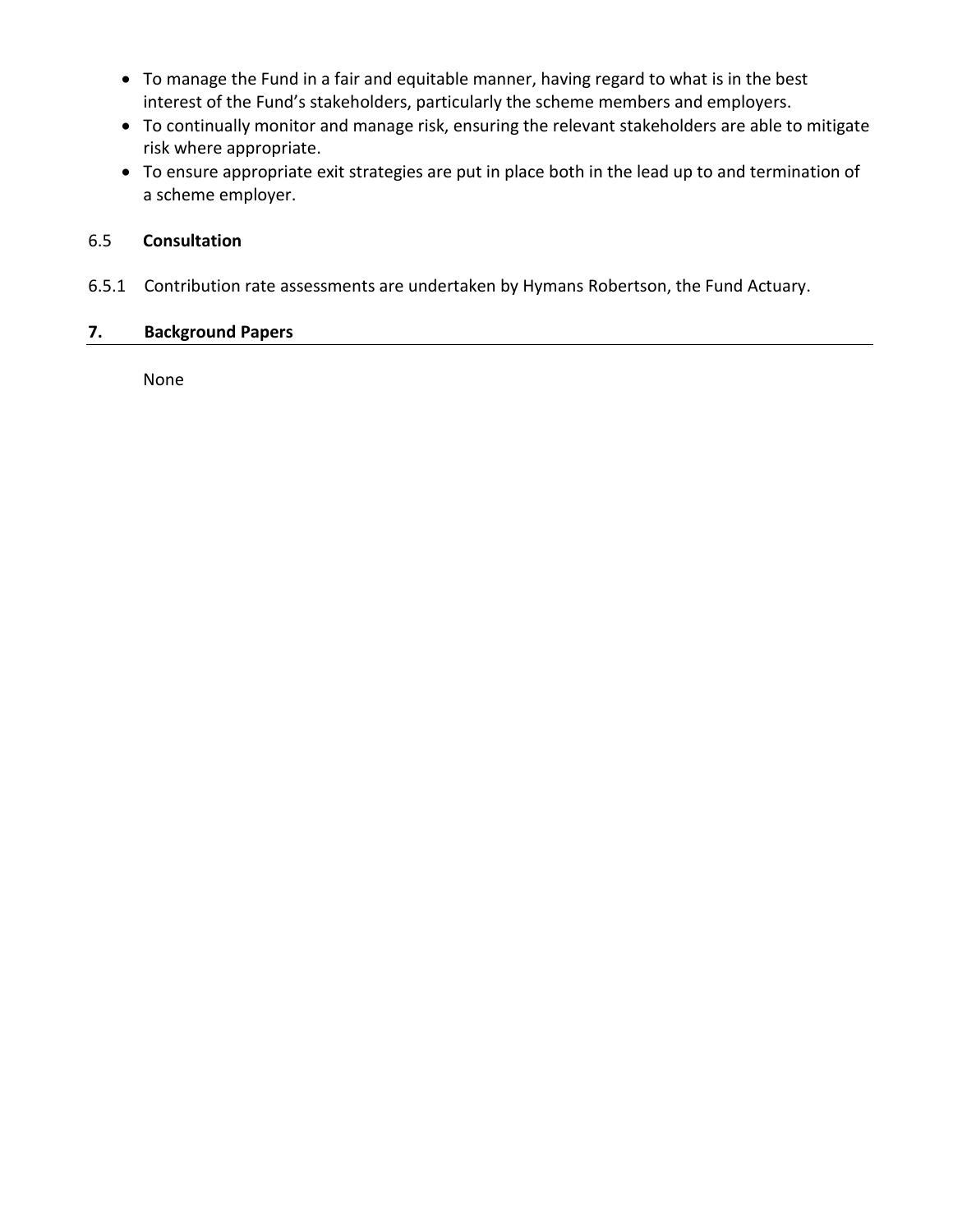- To manage the Fund in a fair and equitable manner, having regard to what is in the best interest of the Fund's stakeholders, particularly the scheme members and employers.
- To continually monitor and manage risk, ensuring the relevant stakeholders are able to mitigate risk where appropriate.
- To ensure appropriate exit strategies are put in place both in the lead up to and termination of a scheme employer.

### 6.5 Consultation

6.5.1 Contribution rate assessments are undertaken by Hymans Robertson, the Fund Actuary.

## 7. Background Papers

None